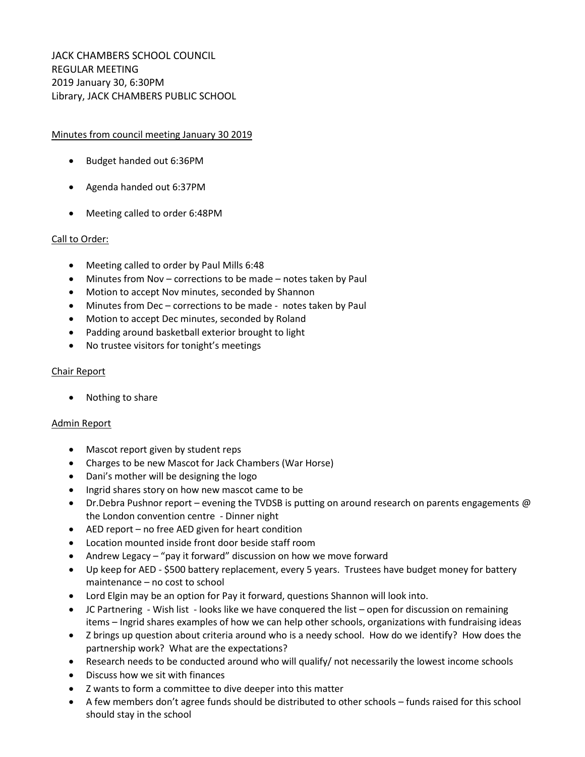JACK CHAMBERS SCHOOL COUNCIL
REGULAR MEETING
2019 January 30, 6:30PM
Library, JACK CHAMBERS PUBLIC SCHOOL

## Minutes from council meeting January 30 2019

- Budget handed out 6:36PM
- Agenda handed out 6:37PM
- Meeting called to order 6:48PM

## Call to Order:

- Meeting called to order by Paul Mills 6:48
- Minutes from Nov – corrections to be made – notes taken by Paul
- Motion to accept Nov minutes, seconded by Shannon
- Minutes from Dec – corrections to be made - notes taken by Paul
- Motion to accept Dec minutes, seconded by Roland
- Padding around basketball exterior brought to light
- No trustee visitors for tonight's meetings

## Chair Report

- Nothing to share

## Admin Report

- Mascot report given by student reps
- Charges to be new Mascot for Jack Chambers (War Horse)
- Dani's mother will be designing the logo
- Ingrid shares story on how new mascot came to be
- Dr.Debra Pushnor report – evening the TVDSB is putting on around research on parents engagements @ the London convention centre - Dinner night
- AED report – no free AED given for heart condition
- Location mounted inside front door beside staff room
- Andrew Legacy – "pay it forward" discussion on how we move forward
- Up keep for AED - $500 battery replacement, every 5 years. Trustees have budget money for battery maintenance – no cost to school
- Lord Elgin may be an option for Pay it forward, questions Shannon will look into.
- JC Partnering - Wish list - looks like we have conquered the list – open for discussion on remaining items – Ingrid shares examples of how we can help other schools, organizations with fundraising ideas
- Z brings up question about criteria around who is a needy school. How do we identify? How does the partnership work? What are the expectations?
- Research needs to be conducted around who will qualify/ not necessarily the lowest income schools
- Discuss how we sit with finances
- Z wants to form a committee to dive deeper into this matter
- A few members don't agree funds should be distributed to other schools – funds raised for this school should stay in the school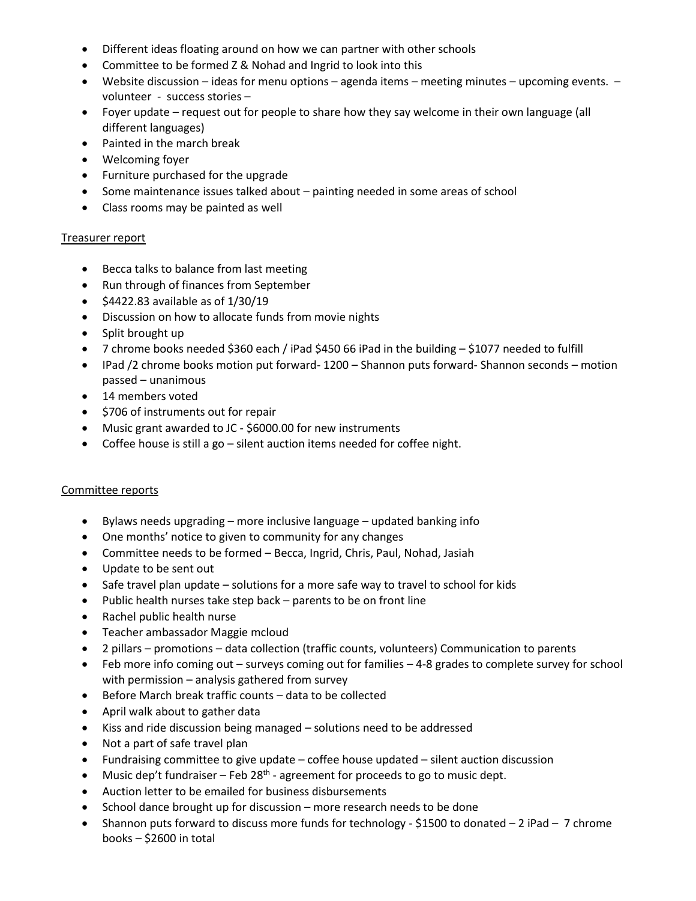- Different ideas floating around on how we can partner with other schools
- Committee to be formed Z & Nohad and Ingrid to look into this
- Website discussion – ideas for menu options – agenda items – meeting minutes – upcoming events. – volunteer - success stories –
- Foyer update – request out for people to share how they say welcome in their own language (all different languages)
- Painted in the march break
- Welcoming foyer
- Furniture purchased for the upgrade
- Some maintenance issues talked about – painting needed in some areas of school
- Class rooms may be painted as well

Treasurer report

- Becca talks to balance from last meeting
- Run through of finances from September
- $4422.83 available as of 1/30/19
- Discussion on how to allocate funds from movie nights
- Split brought up
- 7 chrome books needed $360 each / iPad $450 66 iPad in the building – $1077 needed to fulfill
- IPad /2 chrome books motion put forward- 1200 – Shannon puts forward- Shannon seconds – motion passed – unanimous
- 14 members voted
- $706 of instruments out for repair
- Music grant awarded to JC - $6000.00 for new instruments
- Coffee house is still a go – silent auction items needed for coffee night.

Committee reports

- Bylaws needs upgrading – more inclusive language – updated banking info
- One months' notice to given to community for any changes
- Committee needs to be formed – Becca, Ingrid, Chris, Paul, Nohad, Jasiah
- Update to be sent out
- Safe travel plan update – solutions for a more safe way to travel to school for kids
- Public health nurses take step back – parents to be on front line
- Rachel public health nurse
- Teacher ambassador Maggie mcloud
- 2 pillars – promotions – data collection (traffic counts, volunteers) Communication to parents
- Feb more info coming out – surveys coming out for families – 4-8 grades to complete survey for school with permission – analysis gathered from survey
- Before March break traffic counts – data to be collected
- April walk about to gather data
- Kiss and ride discussion being managed – solutions need to be addressed
- Not a part of safe travel plan
- Fundraising committee to give update – coffee house updated – silent auction discussion
- Music dep't fundraiser – Feb 28th - agreement for proceeds to go to music dept.
- Auction letter to be emailed for business disbursements
- School dance brought up for discussion – more research needs to be done
- Shannon puts forward to discuss more funds for technology - $1500 to donated – 2 iPad – 7 chrome books – $2600 in total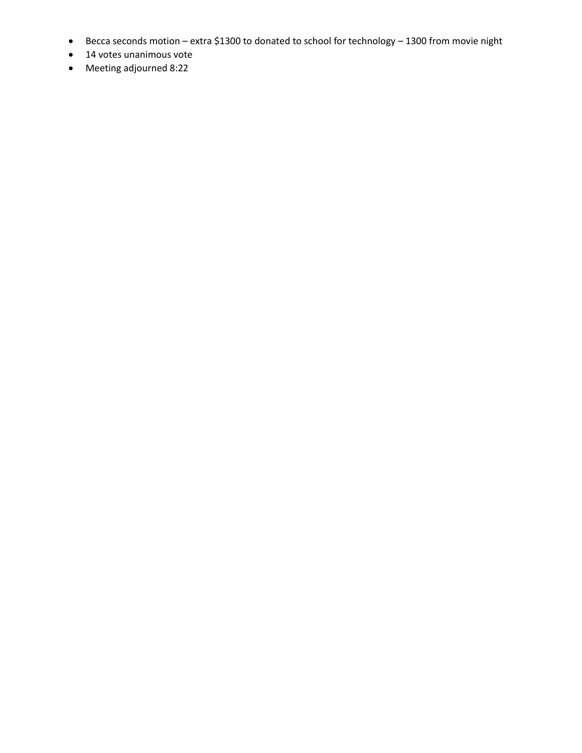- Becca seconds motion – extra $1300 to donated to school for technology – 1300 from movie night
- 14 votes unanimous vote
- Meeting adjourned 8:22